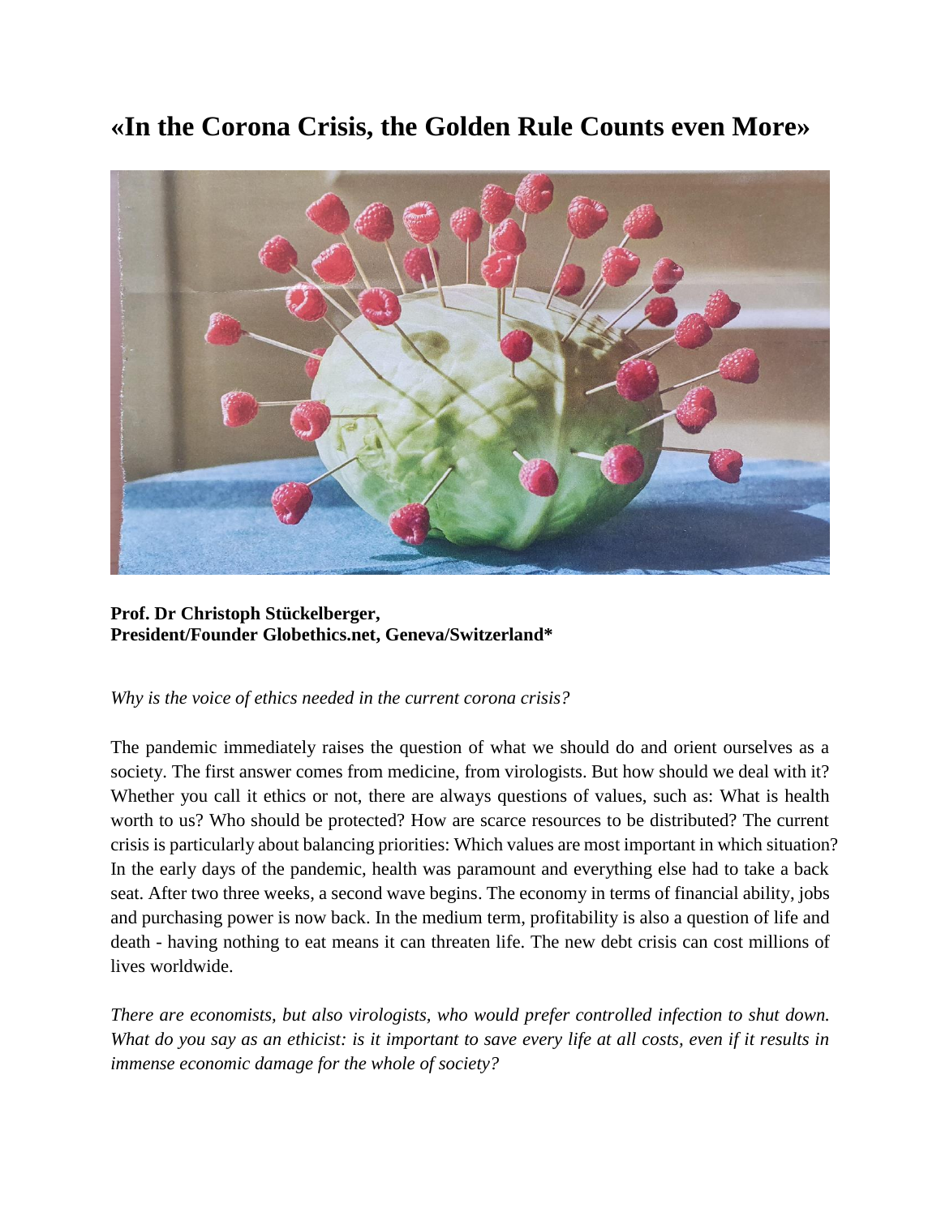# «In the Corona Crisis, the Golden Rule Counts even More»

**Prof. Dr Christoph Stückelberger,**
**President/Founder Globethics.net, Geneva/Switzerland***

*Why is the voice of ethics needed in the current corona crisis?*

The pandemic immediately raises the question of what we should do and orient ourselves as a society. The first answer comes from medicine, from virologists. But how should we deal with it? Whether you call it ethics or not, there are always questions of values, such as: What is health worth to us? Who should be protected? How are scarce resources to be distributed? The current crisis is particularly about balancing priorities: Which values are most important in which situation? In the early days of the pandemic, health was paramount and everything else had to take a back seat. After two three weeks, a second wave begins. The economy in terms of financial ability, jobs and purchasing power is now back. In the medium term, profitability is also a question of life and death - having nothing to eat means it can threaten life. The new debt crisis can cost millions of lives worldwide.

*There are economists, but also virologists, who would prefer controlled infection to shut down. What do you say as an ethicist: is it important to save every life at all costs, even if it results in immense economic damage for the whole of society?*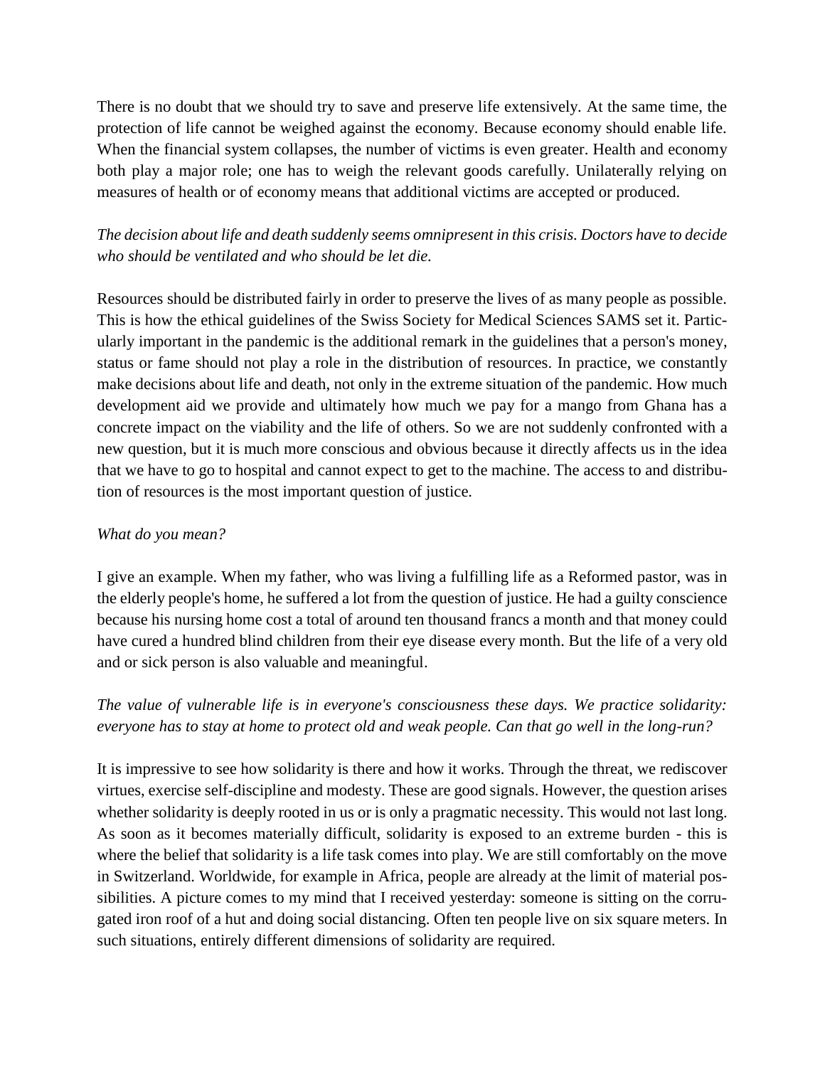There is no doubt that we should try to save and preserve life extensively. At the same time, the protection of life cannot be weighed against the economy. Because economy should enable life. When the financial system collapses, the number of victims is even greater. Health and economy both play a major role; one has to weigh the relevant goods carefully. Unilaterally relying on measures of health or of economy means that additional victims are accepted or produced.

*The decision about life and death suddenly seems omnipresent in this crisis. Doctors have to decide who should be ventilated and who should be let die.*

Resources should be distributed fairly in order to preserve the lives of as many people as possible. This is how the ethical guidelines of the Swiss Society for Medical Sciences SAMS set it. Particularly important in the pandemic is the additional remark in the guidelines that a person's money, status or fame should not play a role in the distribution of resources. In practice, we constantly make decisions about life and death, not only in the extreme situation of the pandemic. How much development aid we provide and ultimately how much we pay for a mango from Ghana has a concrete impact on the viability and the life of others. So we are not suddenly confronted with a new question, but it is much more conscious and obvious because it directly affects us in the idea that we have to go to hospital and cannot expect to get to the machine. The access to and distribution of resources is the most important question of justice.

*What do you mean?*

I give an example. When my father, who was living a fulfilling life as a Reformed pastor, was in the elderly people's home, he suffered a lot from the question of justice. He had a guilty conscience because his nursing home cost a total of around ten thousand francs a month and that money could have cured a hundred blind children from their eye disease every month. But the life of a very old and or sick person is also valuable and meaningful.

*The value of vulnerable life is in everyone's consciousness these days. We practice solidarity: everyone has to stay at home to protect old and weak people. Can that go well in the long-run?*

It is impressive to see how solidarity is there and how it works. Through the threat, we rediscover virtues, exercise self-discipline and modesty. These are good signals. However, the question arises whether solidarity is deeply rooted in us or is only a pragmatic necessity. This would not last long. As soon as it becomes materially difficult, solidarity is exposed to an extreme burden - this is where the belief that solidarity is a life task comes into play. We are still comfortably on the move in Switzerland. Worldwide, for example in Africa, people are already at the limit of material possibilities. A picture comes to my mind that I received yesterday: someone is sitting on the corrugated iron roof of a hut and doing social distancing. Often ten people live on six square meters. In such situations, entirely different dimensions of solidarity are required.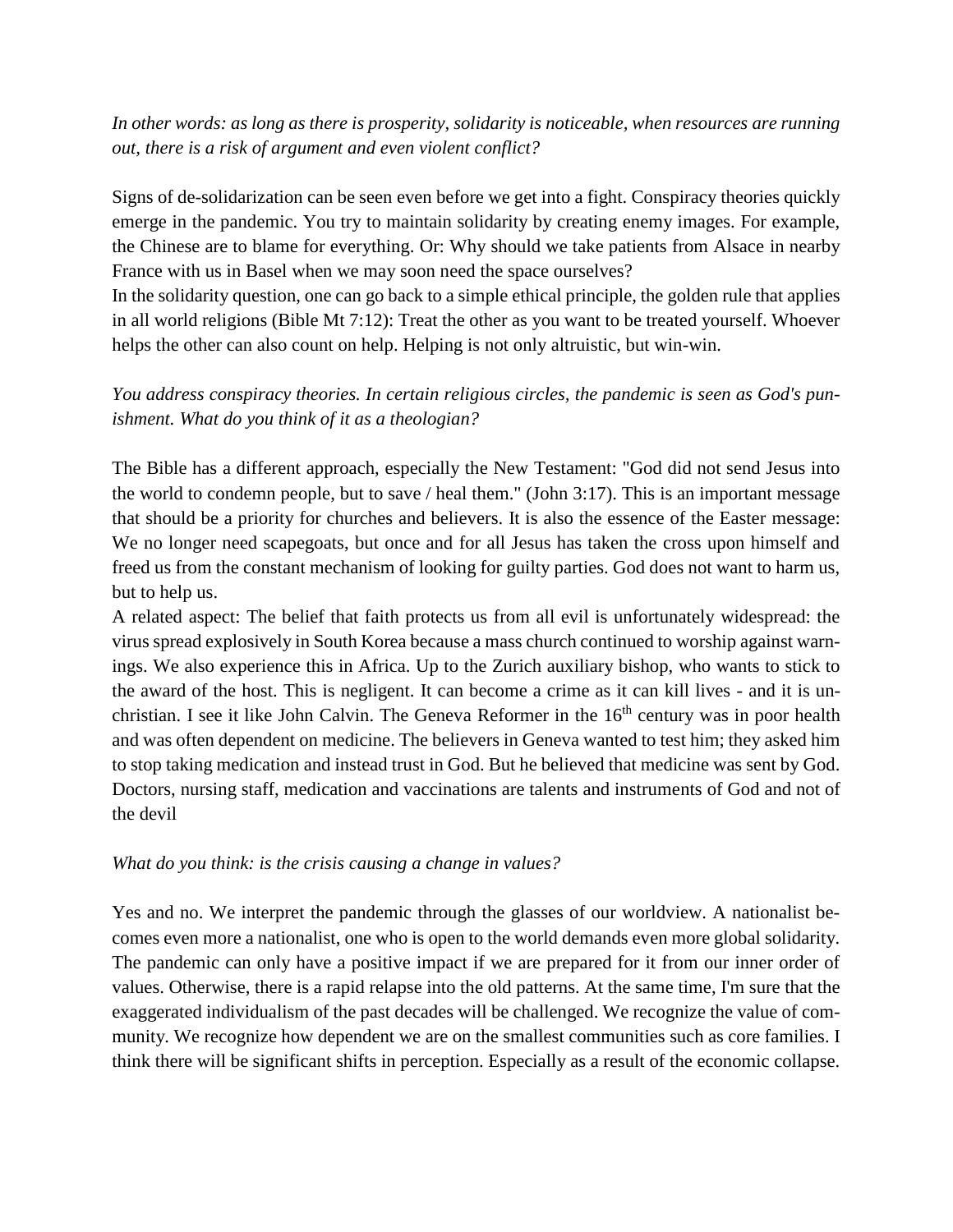*In other words: as long as there is prosperity, solidarity is noticeable, when resources are running out, there is a risk of argument and even violent conflict?*

Signs of de-solidarization can be seen even before we get into a fight. Conspiracy theories quickly emerge in the pandemic. You try to maintain solidarity by creating enemy images. For example, the Chinese are to blame for everything. Or: Why should we take patients from Alsace in nearby France with us in Basel when we may soon need the space ourselves?

In the solidarity question, one can go back to a simple ethical principle, the golden rule that applies in all world religions (Bible Mt 7:12): Treat the other as you want to be treated yourself. Whoever helps the other can also count on help. Helping is not only altruistic, but win-win.

*You address conspiracy theories. In certain religious circles, the pandemic is seen as God's punishment. What do you think of it as a theologian?*

The Bible has a different approach, especially the New Testament: "God did not send Jesus into the world to condemn people, but to save / heal them." (John 3:17). This is an important message that should be a priority for churches and believers. It is also the essence of the Easter message: We no longer need scapegoats, but once and for all Jesus has taken the cross upon himself and freed us from the constant mechanism of looking for guilty parties. God does not want to harm us, but to help us.

A related aspect: The belief that faith protects us from all evil is unfortunately widespread: the virus spread explosively in South Korea because a mass church continued to worship against warnings. We also experience this in Africa. Up to the Zurich auxiliary bishop, who wants to stick to the award of the host. This is negligent. It can become a crime as it can kill lives - and it is unchristian. I see it like John Calvin. The Geneva Reformer in the 16th century was in poor health and was often dependent on medicine. The believers in Geneva wanted to test him; they asked him to stop taking medication and instead trust in God. But he believed that medicine was sent by God. Doctors, nursing staff, medication and vaccinations are talents and instruments of God and not of the devil

*What do you think: is the crisis causing a change in values?*

Yes and no. We interpret the pandemic through the glasses of our worldview. A nationalist becomes even more a nationalist, one who is open to the world demands even more global solidarity. The pandemic can only have a positive impact if we are prepared for it from our inner order of values. Otherwise, there is a rapid relapse into the old patterns. At the same time, I'm sure that the exaggerated individualism of the past decades will be challenged. We recognize the value of community. We recognize how dependent we are on the smallest communities such as core families. I think there will be significant shifts in perception. Especially as a result of the economic collapse.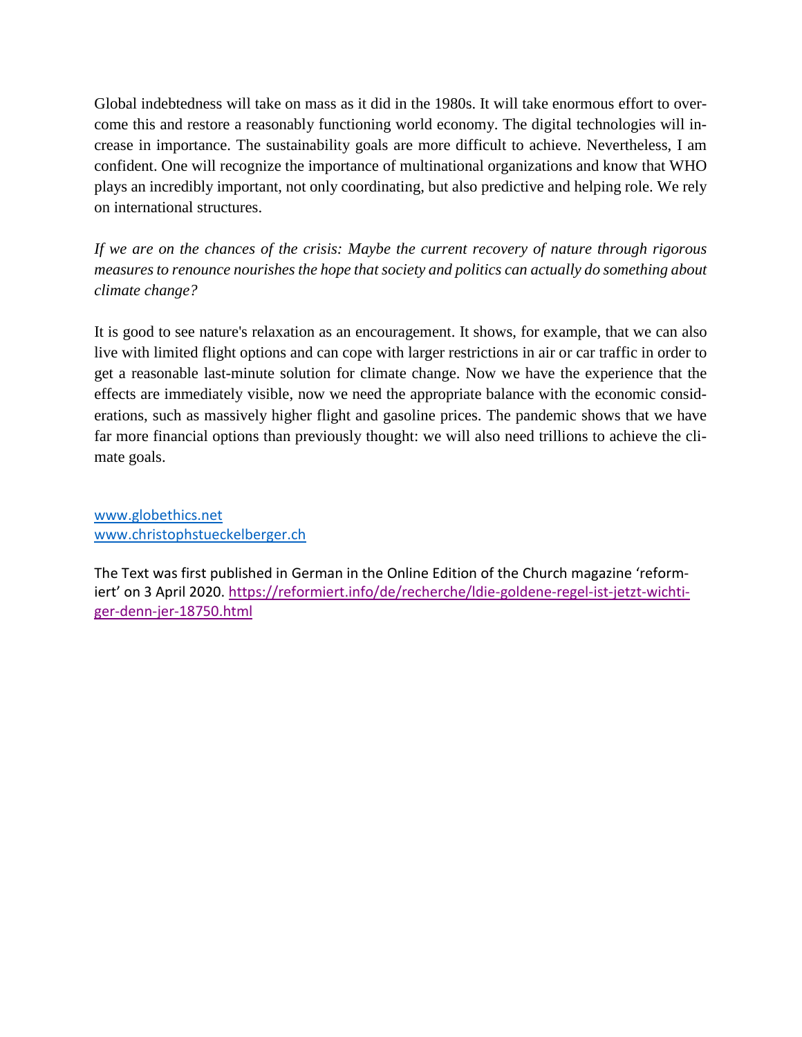Global indebtedness will take on mass as it did in the 1980s. It will take enormous effort to overcome this and restore a reasonably functioning world economy. The digital technologies will increase in importance. The sustainability goals are more difficult to achieve. Nevertheless, I am confident. One will recognize the importance of multinational organizations and know that WHO plays an incredibly important, not only coordinating, but also predictive and helping role. We rely on international structures.

*If we are on the chances of the crisis: Maybe the current recovery of nature through rigorous measures to renounce nourishes the hope that society and politics can actually do something about climate change?*

It is good to see nature's relaxation as an encouragement. It shows, for example, that we can also live with limited flight options and can cope with larger restrictions in air or car traffic in order to get a reasonable last-minute solution for climate change. Now we have the experience that the effects are immediately visible, now we need the appropriate balance with the economic considerations, such as massively higher flight and gasoline prices. The pandemic shows that we have far more financial options than previously thought: we will also need trillions to achieve the climate goals.

[www.globethics.net](www.globethics.net)
[www.christophstueckelberger.ch](www.christophstueckelberger.ch)

The Text was first published in German in the Online Edition of the Church magazine 'reformiert' on 3 April 2020. [https://reformiert.info/de/recherche/ldie-goldene-regel-ist-jetzt-wichtiger-denn-jer-18750.html](https://reformiert.info/de/recherche/ldie-goldene-regel-ist-jetzt-wichtiger-denn-jer-18750.html)